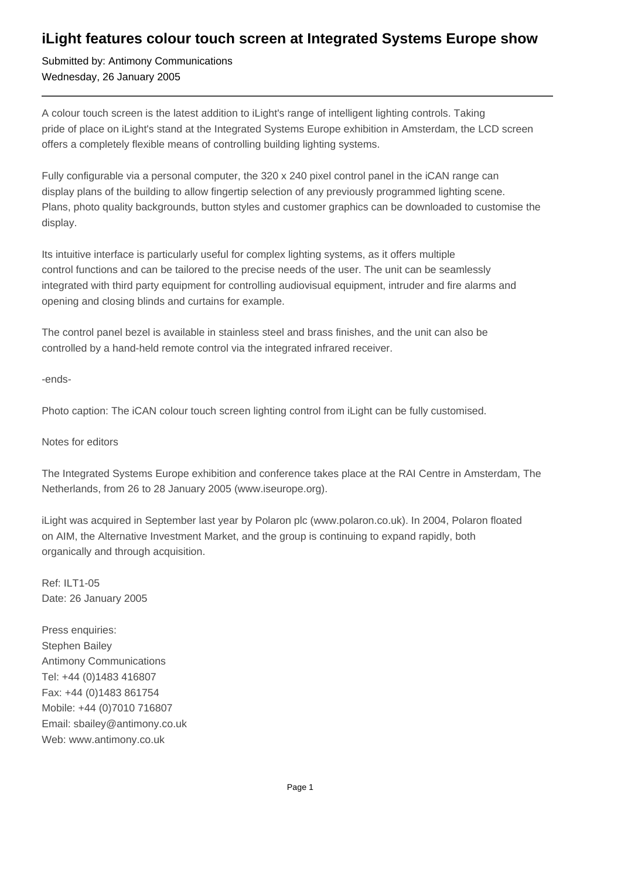# iLight features colour touch screen at Integrated Systems Europe show

Submitted by: Antimony Communications
Wednesday, 26 January 2005

---

A colour touch screen is the latest addition to iLight's range of intelligent lighting controls. Taking pride of place on iLight's stand at the Integrated Systems Europe exhibition in Amsterdam, the LCD screen offers a completely flexible means of controlling building lighting systems.

Fully configurable via a personal computer, the 320 x 240 pixel control panel in the iCAN range can display plans of the building to allow fingertip selection of any previously programmed lighting scene. Plans, photo quality backgrounds, button styles and customer graphics can be downloaded to customise the display.

Its intuitive interface is particularly useful for complex lighting systems, as it offers multiple control functions and can be tailored to the precise needs of the user. The unit can be seamlessly integrated with third party equipment for controlling audiovisual equipment, intruder and fire alarms and opening and closing blinds and curtains for example.

The control panel bezel is available in stainless steel and brass finishes, and the unit can also be controlled by a hand-held remote control via the integrated infrared receiver.

-ends-

Photo caption: The iCAN colour touch screen lighting control from iLight can be fully customised.

Notes for editors

The Integrated Systems Europe exhibition and conference takes place at the RAI Centre in Amsterdam, The Netherlands, from 26 to 28 January 2005 (www.iseurope.org).

iLight was acquired in September last year by Polaron plc (www.polaron.co.uk). In 2004, Polaron floated on AIM, the Alternative Investment Market, and the group is continuing to expand rapidly, both organically and through acquisition.

Ref: ILT1-05
Date: 26 January 2005

Press enquiries:
Stephen Bailey
Antimony Communications
Tel: +44 (0)1483 416807
Fax: +44 (0)1483 861754
Mobile: +44 (0)7010 716807
Email: sbailey@antimony.co.uk
Web: www.antimony.co.uk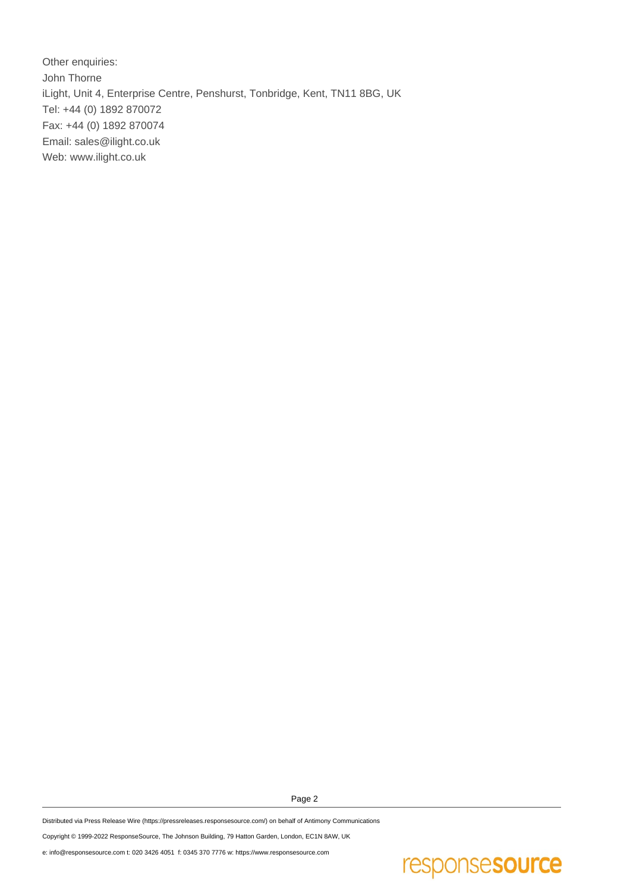Other enquiries:

John Thorne

iLight, Unit 4, Enterprise Centre, Penshurst, Tonbridge, Kent, TN11 8BG, UK

Tel: +44 (0) 1892 870072

Fax: +44 (0) 1892 870074

Email: sales@ilight.co.uk

Web: www.ilight.co.uk